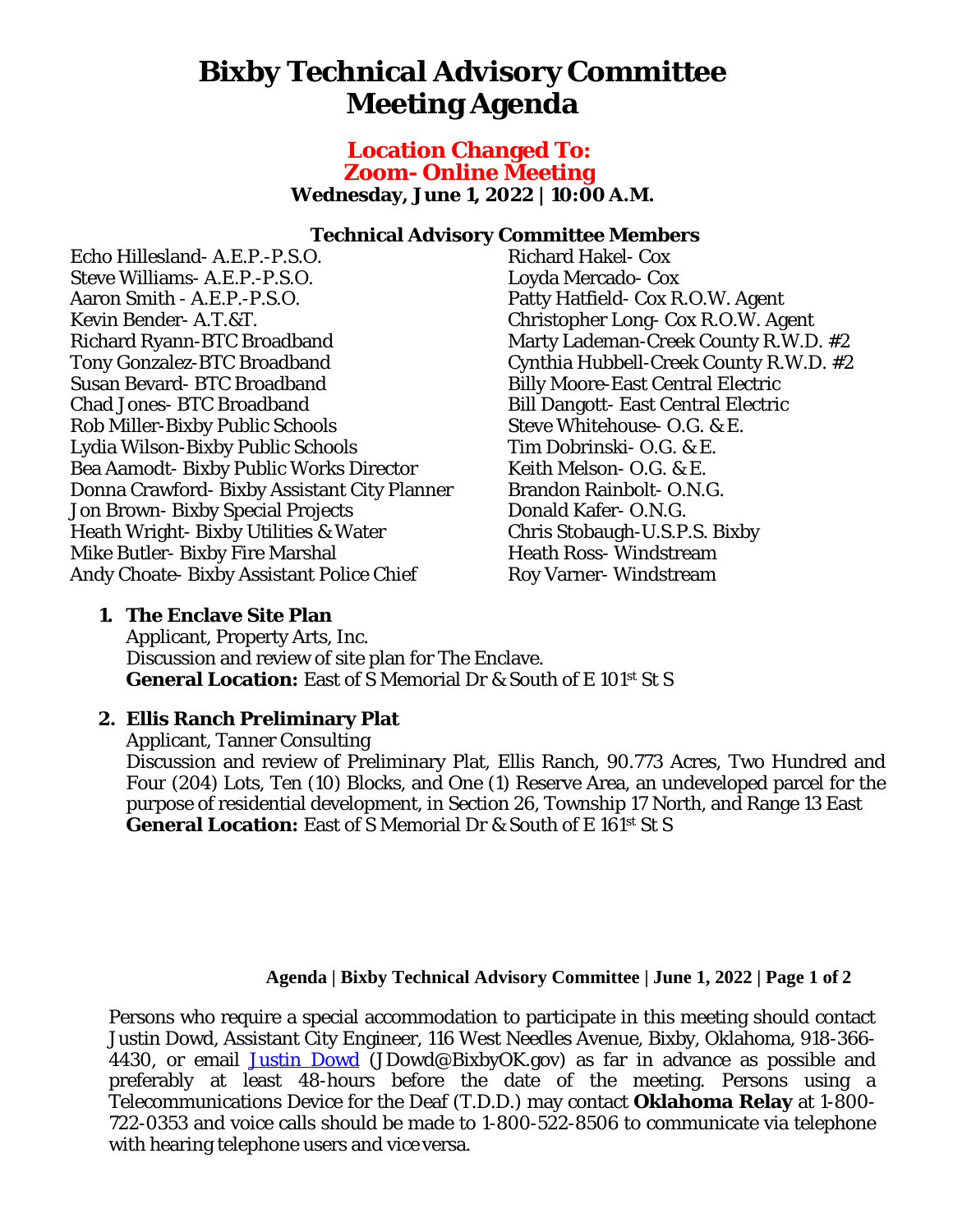# Bixby Technical Advisory Committee Meeting Agenda

**Location Changed To:**
**Zoom- Online Meeting**

**Wednesday, June 1, 2022 | 10:00 A.M.**

### Technical Advisory Committee Members

Echo Hillesland- A.E.P.-P.S.O.
Steve Williams- A.E.P.-P.S.O.
Aaron Smith - A.E.P.-P.S.O.
Kevin Bender- A.T.&T.
Richard Ryann-BTC Broadband
Tony Gonzalez-BTC Broadband
Susan Bevard- BTC Broadband
Chad Jones- BTC Broadband
Rob Miller-Bixby Public Schools
Lydia Wilson-Bixby Public Schools
Bea Aamodt- Bixby Public Works Director
Donna Crawford- Bixby Assistant City Planner
Jon Brown- Bixby Special Projects
Heath Wright- Bixby Utilities & Water
Mike Butler- Bixby Fire Marshal
Andy Choate- Bixby Assistant Police Chief
Richard Hakel- Cox
Loyda Mercado- Cox
Patty Hatfield- Cox R.O.W. Agent
Christopher Long- Cox R.O.W. Agent
Marty Lademan-Creek County R.W.D. #2
Cynthia Hubbell-Creek County R.W.D. #2
Billy Moore-East Central Electric
Bill Dangott- East Central Electric
Steve Whitehouse- O.G. & E.
Tim Dobrinski- O.G. & E.
Keith Melson- O.G. & E.
Brandon Rainbolt- O.N.G.
Donald Kafer- O.N.G.
Chris Stobaugh-U.S.P.S. Bixby
Heath Ross- Windstream
Roy Varner- Windstream

1. **The Enclave Site Plan**
   Applicant, Property Arts, Inc.
   Discussion and review of site plan for The Enclave.
   **General Location:** East of S Memorial Dr & South of E 101st St S

2. **Ellis Ranch Preliminary Plat**
   Applicant, Tanner Consulting
   Discussion and review of Preliminary Plat, Ellis Ranch, 90.773 Acres, Two Hundred and Four (204) Lots, Ten (10) Blocks, and One (1) Reserve Area, an undeveloped parcel for the purpose of residential development, in Section 26, Township 17 North, and Range 13 East
   **General Location:** East of S Memorial Dr & South of E 161st St S

Persons who require a special accommodation to participate in this meeting should contact Justin Dowd, Assistant City Engineer, 116 West Needles Avenue, Bixby, Oklahoma, 918-366-4430, or email [Justin Dowd](mailto:JDowd@BixbyOK.gov) (JDowd@BixbyOK.gov) as far in advance as possible and preferably at least 48-hours before the date of the meeting. Persons using a Telecommunications Device for the Deaf (T.D.D.) may contact **Oklahoma Relay** at 1-800-722-0353 and voice calls should be made to 1-800-522-8506 to communicate via telephone with hearing telephone users and vice versa.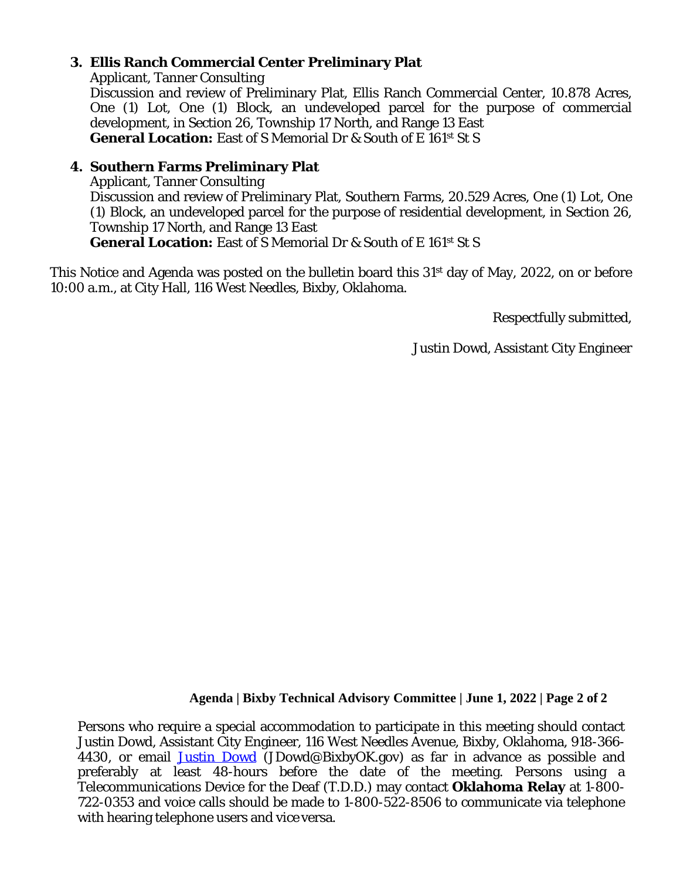3. **Ellis Ranch Commercial Center Preliminary Plat**
   Applicant, Tanner Consulting
   Discussion and review of Preliminary Plat, Ellis Ranch Commercial Center, 10.878 Acres, One (1) Lot, One (1) Block, an undeveloped parcel for the purpose of commercial development, in Section 26, Township 17 North, and Range 13 East
   **General Location:** East of S Memorial Dr & South of E 161st St S

4. **Southern Farms Preliminary Plat**
   Applicant, Tanner Consulting
   Discussion and review of Preliminary Plat, Southern Farms, 20.529 Acres, One (1) Lot, One (1) Block, an undeveloped parcel for the purpose of residential development, in Section 26, Township 17 North, and Range 13 East
   **General Location:** East of S Memorial Dr & South of E 161st St S

This Notice and Agenda was posted on the bulletin board this 31st day of May, 2022, on or before 10:00 a.m., at City Hall, 116 West Needles, Bixby, Oklahoma.

Respectfully submitted,

Justin Dowd, Assistant City Engineer

Persons who require a special accommodation to participate in this meeting should contact Justin Dowd, Assistant City Engineer, 116 West Needles Avenue, Bixby, Oklahoma, 918-366-4430, or email [Justin Dowd](mailto:JDowd@BixbyOK.gov) (JDowd@BixbyOK.gov) as far in advance as possible and preferably at least 48-hours before the date of the meeting. Persons using a Telecommunications Device for the Deaf (T.D.D.) may contact **Oklahoma Relay** at 1-800-722-0353 and voice calls should be made to 1-800-522-8506 to communicate via telephone with hearing telephone users and vice versa.